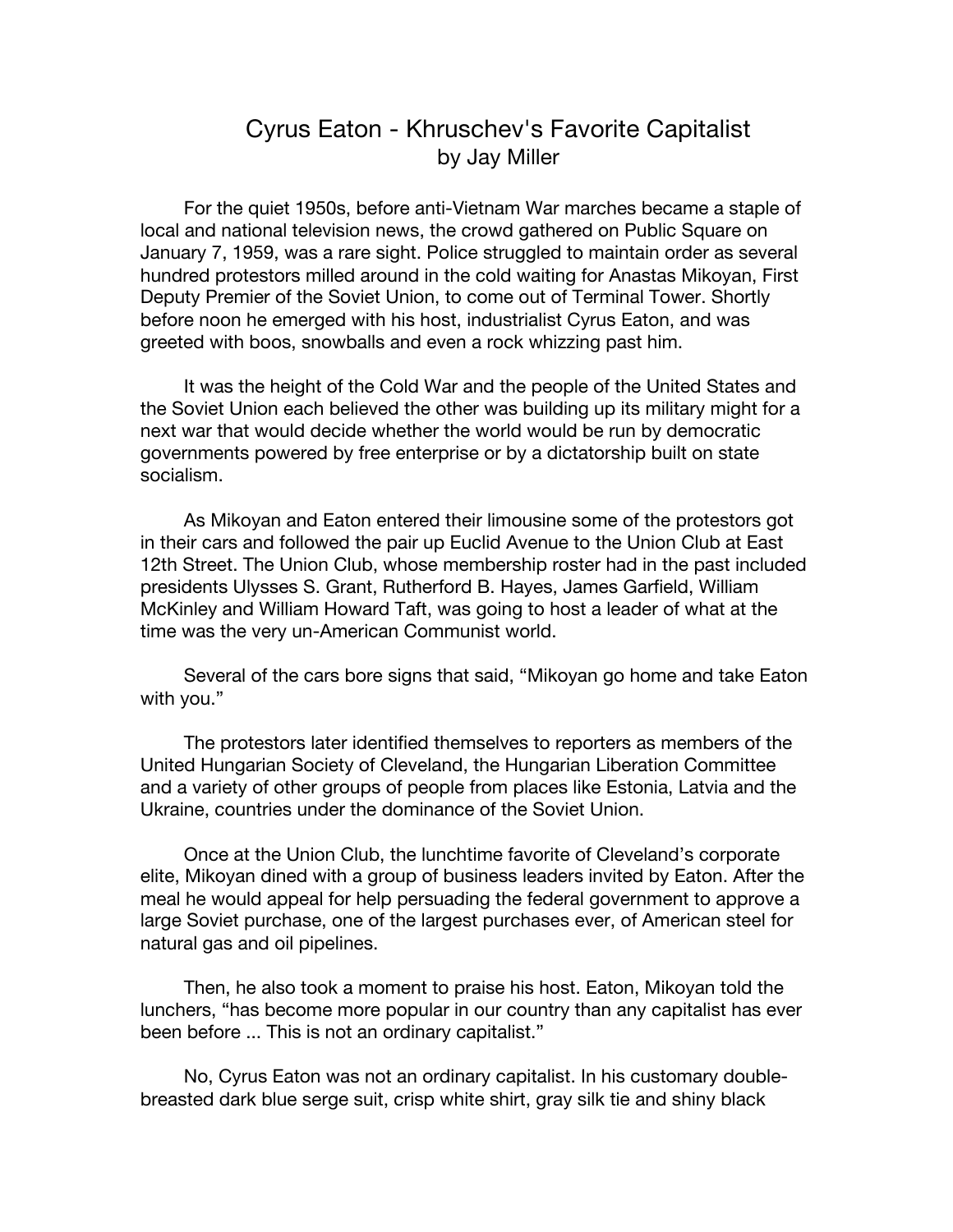# Cyrus Eaton - Khruschev's Favorite Capitalist

by Jay Miller

For the quiet 1950s, before anti-Vietnam War marches became a staple of local and national television news, the crowd gathered on Public Square on January 7, 1959, was a rare sight. Police struggled to maintain order as several hundred protestors milled around in the cold waiting for Anastas Mikoyan, First Deputy Premier of the Soviet Union, to come out of Terminal Tower. Shortly before noon he emerged with his host, industrialist Cyrus Eaton, and was greeted with boos, snowballs and even a rock whizzing past him.

It was the height of the Cold War and the people of the United States and the Soviet Union each believed the other was building up its military might for a next war that would decide whether the world would be run by democratic governments powered by free enterprise or by a dictatorship built on state socialism.

As Mikoyan and Eaton entered their limousine some of the protestors got in their cars and followed the pair up Euclid Avenue to the Union Club at East 12th Street. The Union Club, whose membership roster had in the past included presidents Ulysses S. Grant, Rutherford B. Hayes, James Garfield, William McKinley and William Howard Taft, was going to host a leader of what at the time was the very un-American Communist world.

Several of the cars bore signs that said, “Mikoyan go home and take Eaton with you.”

The protestors later identified themselves to reporters as members of the United Hungarian Society of Cleveland, the Hungarian Liberation Committee and a variety of other groups of people from places like Estonia, Latvia and the Ukraine, countries under the dominance of the Soviet Union.

Once at the Union Club, the lunchtime favorite of Cleveland’s corporate elite, Mikoyan dined with a group of business leaders invited by Eaton. After the meal he would appeal for help persuading the federal government to approve a large Soviet purchase, one of the largest purchases ever, of American steel for natural gas and oil pipelines.

Then, he also took a moment to praise his host. Eaton, Mikoyan told the lunchers, “has become more popular in our country than any capitalist has ever been before ... This is not an ordinary capitalist.”

No, Cyrus Eaton was not an ordinary capitalist. In his customary double-breasted dark blue serge suit, crisp white shirt, gray silk tie and shiny black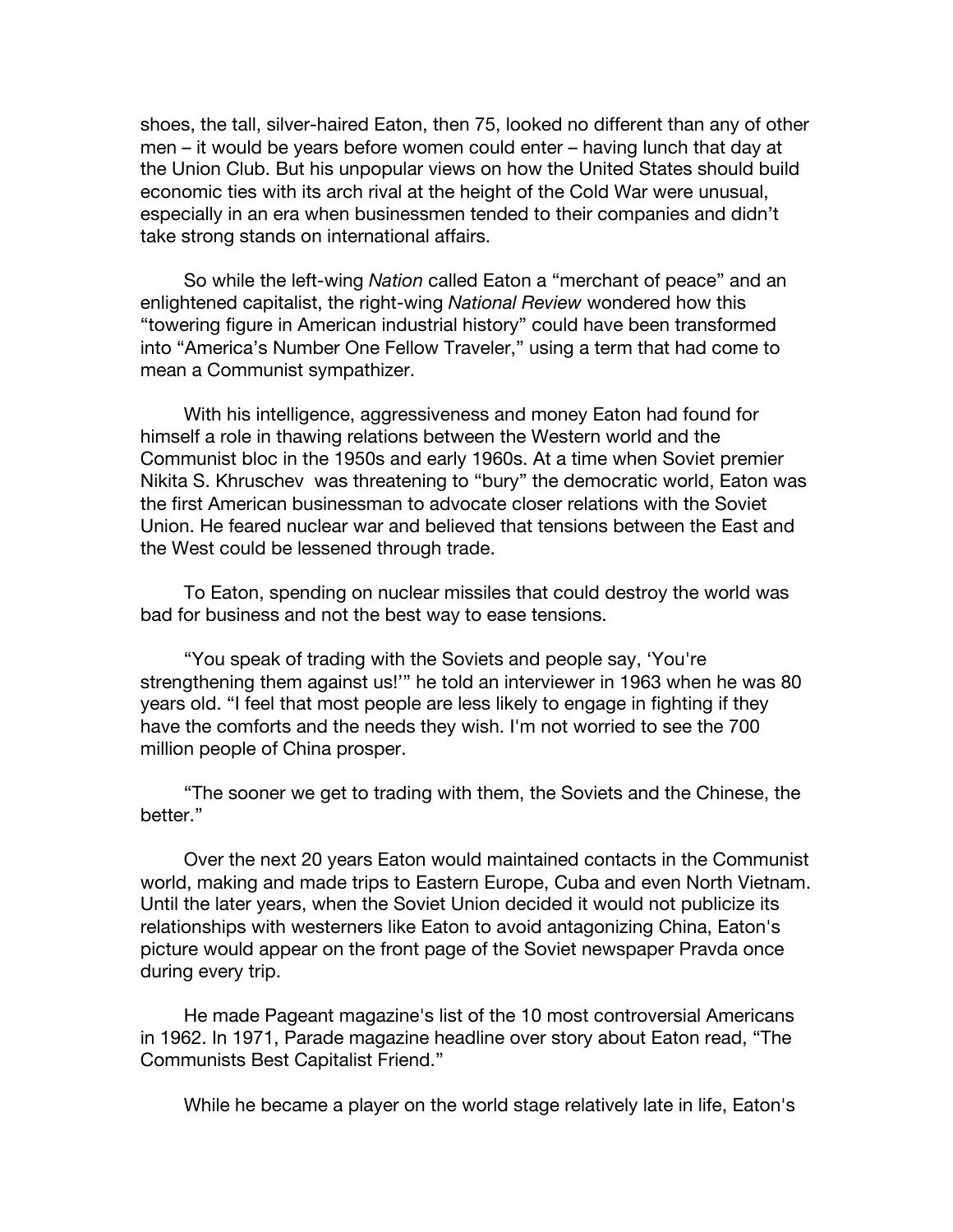shoes, the tall, silver-haired Eaton, then 75, looked no different than any of other men – it would be years before women could enter – having lunch that day at the Union Club. But his unpopular views on how the United States should build economic ties with its arch rival at the height of the Cold War were unusual, especially in an era when businessmen tended to their companies and didn't take strong stands on international affairs.

So while the left-wing *Nation* called Eaton a "merchant of peace" and an enlightened capitalist, the right-wing *National Review* wondered how this "towering figure in American industrial history" could have been transformed into "America's Number One Fellow Traveler," using a term that had come to mean a Communist sympathizer.

With his intelligence, aggressiveness and money Eaton had found for himself a role in thawing relations between the Western world and the Communist bloc in the 1950s and early 1960s. At a time when Soviet premier Nikita S. Khruschev was threatening to "bury" the democratic world, Eaton was the first American businessman to advocate closer relations with the Soviet Union. He feared nuclear war and believed that tensions between the East and the West could be lessened through trade.

To Eaton, spending on nuclear missiles that could destroy the world was bad for business and not the best way to ease tensions.

"You speak of trading with the Soviets and people say, 'You're strengthening them against us!'" he told an interviewer in 1963 when he was 80 years old. "I feel that most people are less likely to engage in fighting if they have the comforts and the needs they wish. I'm not worried to see the 700 million people of China prosper.

"The sooner we get to trading with them, the Soviets and the Chinese, the better."

Over the next 20 years Eaton would maintained contacts in the Communist world, making and made trips to Eastern Europe, Cuba and even North Vietnam. Until the later years, when the Soviet Union decided it would not publicize its relationships with westerners like Eaton to avoid antagonizing China, Eaton's picture would appear on the front page of the Soviet newspaper Pravda once during every trip.

He made Pageant magazine's list of the 10 most controversial Americans in 1962. In 1971, Parade magazine headline over story about Eaton read, "The Communists Best Capitalist Friend."

While he became a player on the world stage relatively late in life, Eaton's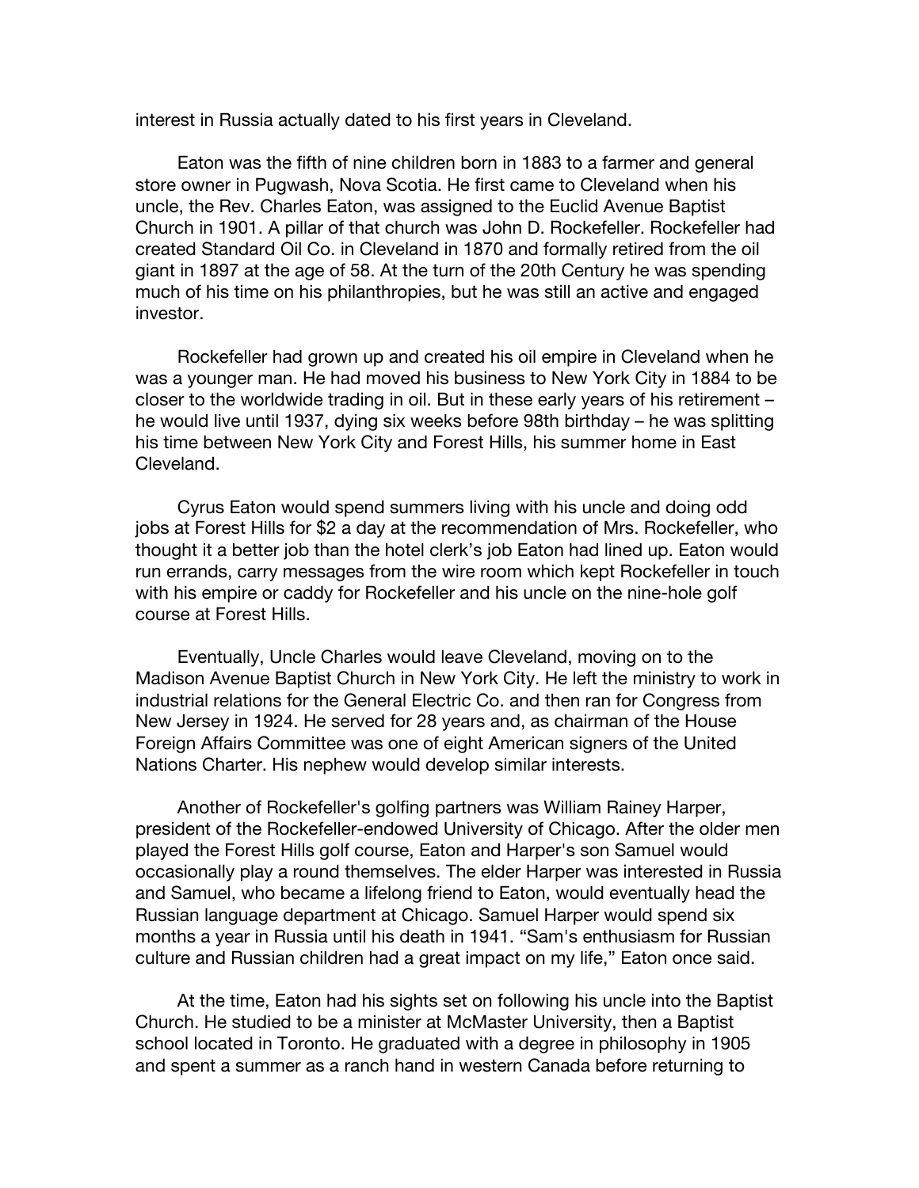interest in Russia actually dated to his first years in Cleveland.

Eaton was the fifth of nine children born in 1883 to a farmer and general store owner in Pugwash, Nova Scotia. He first came to Cleveland when his uncle, the Rev. Charles Eaton, was assigned to the Euclid Avenue Baptist Church in 1901. A pillar of that church was John D. Rockefeller. Rockefeller had created Standard Oil Co. in Cleveland in 1870 and formally retired from the oil giant in 1897 at the age of 58. At the turn of the 20th Century he was spending much of his time on his philanthropies, but he was still an active and engaged investor.

Rockefeller had grown up and created his oil empire in Cleveland when he was a younger man. He had moved his business to New York City in 1884 to be closer to the worldwide trading in oil. But in these early years of his retirement – he would live until 1937, dying six weeks before 98th birthday – he was splitting his time between New York City and Forest Hills, his summer home in East Cleveland.

Cyrus Eaton would spend summers living with his uncle and doing odd jobs at Forest Hills for $2 a day at the recommendation of Mrs. Rockefeller, who thought it a better job than the hotel clerk's job Eaton had lined up. Eaton would run errands, carry messages from the wire room which kept Rockefeller in touch with his empire or caddy for Rockefeller and his uncle on the nine-hole golf course at Forest Hills.

Eventually, Uncle Charles would leave Cleveland, moving on to the Madison Avenue Baptist Church in New York City. He left the ministry to work in industrial relations for the General Electric Co. and then ran for Congress from New Jersey in 1924. He served for 28 years and, as chairman of the House Foreign Affairs Committee was one of eight American signers of the United Nations Charter. His nephew would develop similar interests.

Another of Rockefeller's golfing partners was William Rainey Harper, president of the Rockefeller-endowed University of Chicago. After the older men played the Forest Hills golf course, Eaton and Harper's son Samuel would occasionally play a round themselves. The elder Harper was interested in Russia and Samuel, who became a lifelong friend to Eaton, would eventually head the Russian language department at Chicago. Samuel Harper would spend six months a year in Russia until his death in 1941. "Sam's enthusiasm for Russian culture and Russian children had a great impact on my life," Eaton once said.

At the time, Eaton had his sights set on following his uncle into the Baptist Church. He studied to be a minister at McMaster University, then a Baptist school located in Toronto. He graduated with a degree in philosophy in 1905 and spent a summer as a ranch hand in western Canada before returning to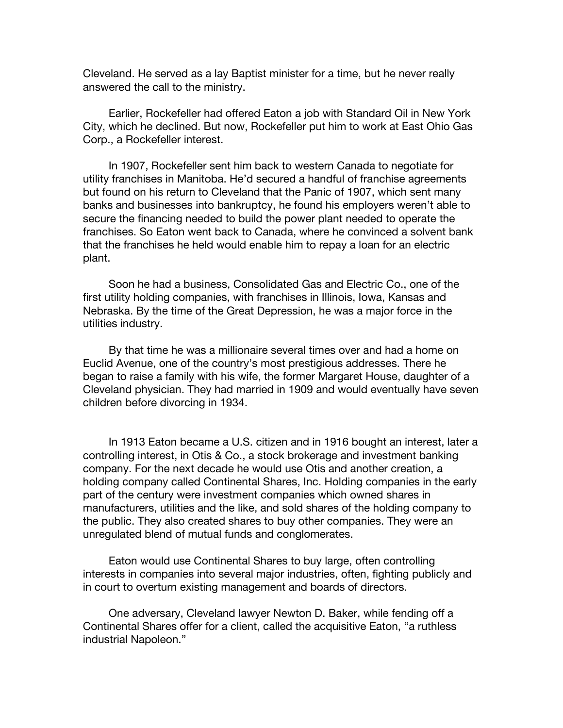Cleveland. He served as a lay Baptist minister for a time, but he never really answered the call to the ministry.

Earlier, Rockefeller had offered Eaton a job with Standard Oil in New York City, which he declined. But now, Rockefeller put him to work at East Ohio Gas Corp., a Rockefeller interest.

In 1907, Rockefeller sent him back to western Canada to negotiate for utility franchises in Manitoba. He'd secured a handful of franchise agreements but found on his return to Cleveland that the Panic of 1907, which sent many banks and businesses into bankruptcy, he found his employers weren't able to secure the financing needed to build the power plant needed to operate the franchises. So Eaton went back to Canada, where he convinced a solvent bank that the franchises he held would enable him to repay a loan for an electric plant.

Soon he had a business, Consolidated Gas and Electric Co., one of the first utility holding companies, with franchises in Illinois, Iowa, Kansas and Nebraska. By the time of the Great Depression, he was a major force in the utilities industry.

By that time he was a millionaire several times over and had a home on Euclid Avenue, one of the country's most prestigious addresses. There he began to raise a family with his wife, the former Margaret House, daughter of a Cleveland physician. They had married in 1909 and would eventually have seven children before divorcing in 1934.

In 1913 Eaton became a U.S. citizen and in 1916 bought an interest, later a controlling interest, in Otis & Co., a stock brokerage and investment banking company. For the next decade he would use Otis and another creation, a holding company called Continental Shares, Inc. Holding companies in the early part of the century were investment companies which owned shares in manufacturers, utilities and the like, and sold shares of the holding company to the public. They also created shares to buy other companies. They were an unregulated blend of mutual funds and conglomerates.

Eaton would use Continental Shares to buy large, often controlling interests in companies into several major industries, often, fighting publicly and in court to overturn existing management and boards of directors.

One adversary, Cleveland lawyer Newton D. Baker, while fending off a Continental Shares offer for a client, called the acquisitive Eaton, "a ruthless industrial Napoleon."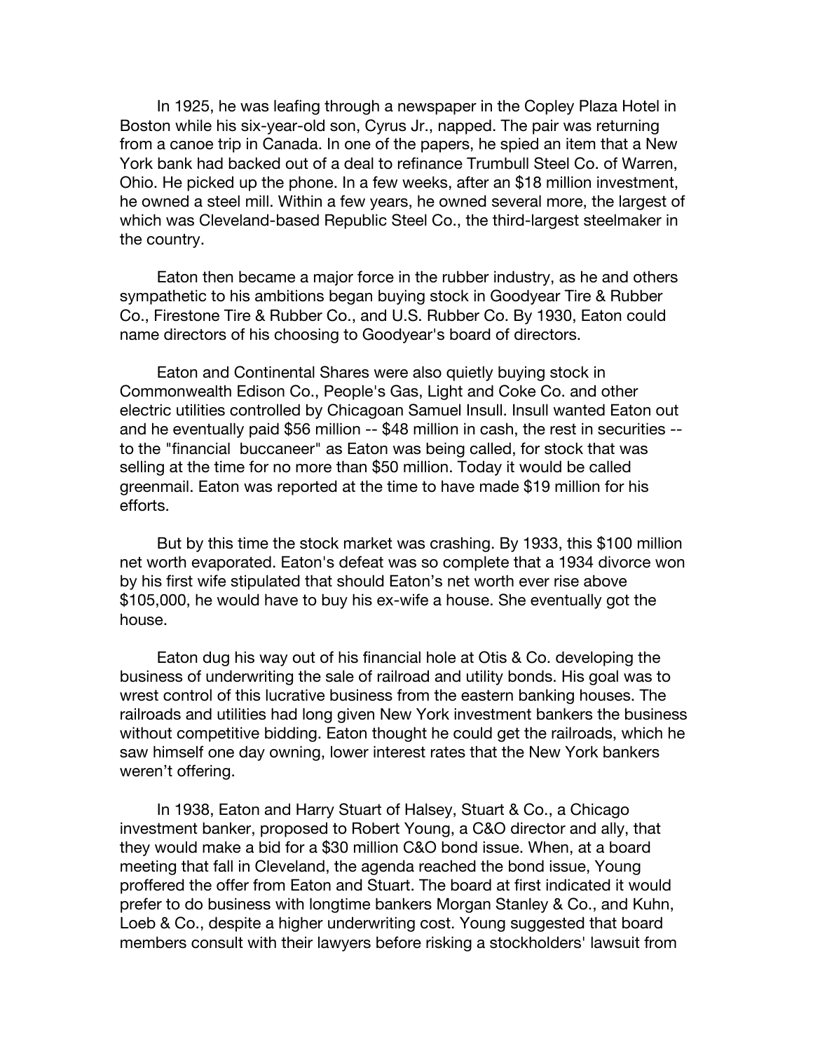In 1925, he was leafing through a newspaper in the Copley Plaza Hotel in Boston while his six-year-old son, Cyrus Jr., napped. The pair was returning from a canoe trip in Canada. In one of the papers, he spied an item that a New York bank had backed out of a deal to refinance Trumbull Steel Co. of Warren, Ohio. He picked up the phone. In a few weeks, after an $18 million investment, he owned a steel mill. Within a few years, he owned several more, the largest of which was Cleveland-based Republic Steel Co., the third-largest steelmaker in the country.

Eaton then became a major force in the rubber industry, as he and others sympathetic to his ambitions began buying stock in Goodyear Tire & Rubber Co., Firestone Tire & Rubber Co., and U.S. Rubber Co. By 1930, Eaton could name directors of his choosing to Goodyear's board of directors.

Eaton and Continental Shares were also quietly buying stock in Commonwealth Edison Co., People's Gas, Light and Coke Co. and other electric utilities controlled by Chicagoan Samuel Insull. Insull wanted Eaton out and he eventually paid $56 million -- $48 million in cash, the rest in securities -- to the "financial buccaneer" as Eaton was being called, for stock that was selling at the time for no more than $50 million. Today it would be called greenmail. Eaton was reported at the time to have made $19 million for his efforts.

But by this time the stock market was crashing. By 1933, this $100 million net worth evaporated. Eaton's defeat was so complete that a 1934 divorce won by his first wife stipulated that should Eaton's net worth ever rise above $105,000, he would have to buy his ex-wife a house. She eventually got the house.

Eaton dug his way out of his financial hole at Otis & Co. developing the business of underwriting the sale of railroad and utility bonds. His goal was to wrest control of this lucrative business from the eastern banking houses. The railroads and utilities had long given New York investment bankers the business without competitive bidding. Eaton thought he could get the railroads, which he saw himself one day owning, lower interest rates that the New York bankers weren't offering.

In 1938, Eaton and Harry Stuart of Halsey, Stuart & Co., a Chicago investment banker, proposed to Robert Young, a C&O director and ally, that they would make a bid for a $30 million C&O bond issue. When, at a board meeting that fall in Cleveland, the agenda reached the bond issue, Young proffered the offer from Eaton and Stuart. The board at first indicated it would prefer to do business with longtime bankers Morgan Stanley & Co., and Kuhn, Loeb & Co., despite a higher underwriting cost. Young suggested that board members consult with their lawyers before risking a stockholders' lawsuit from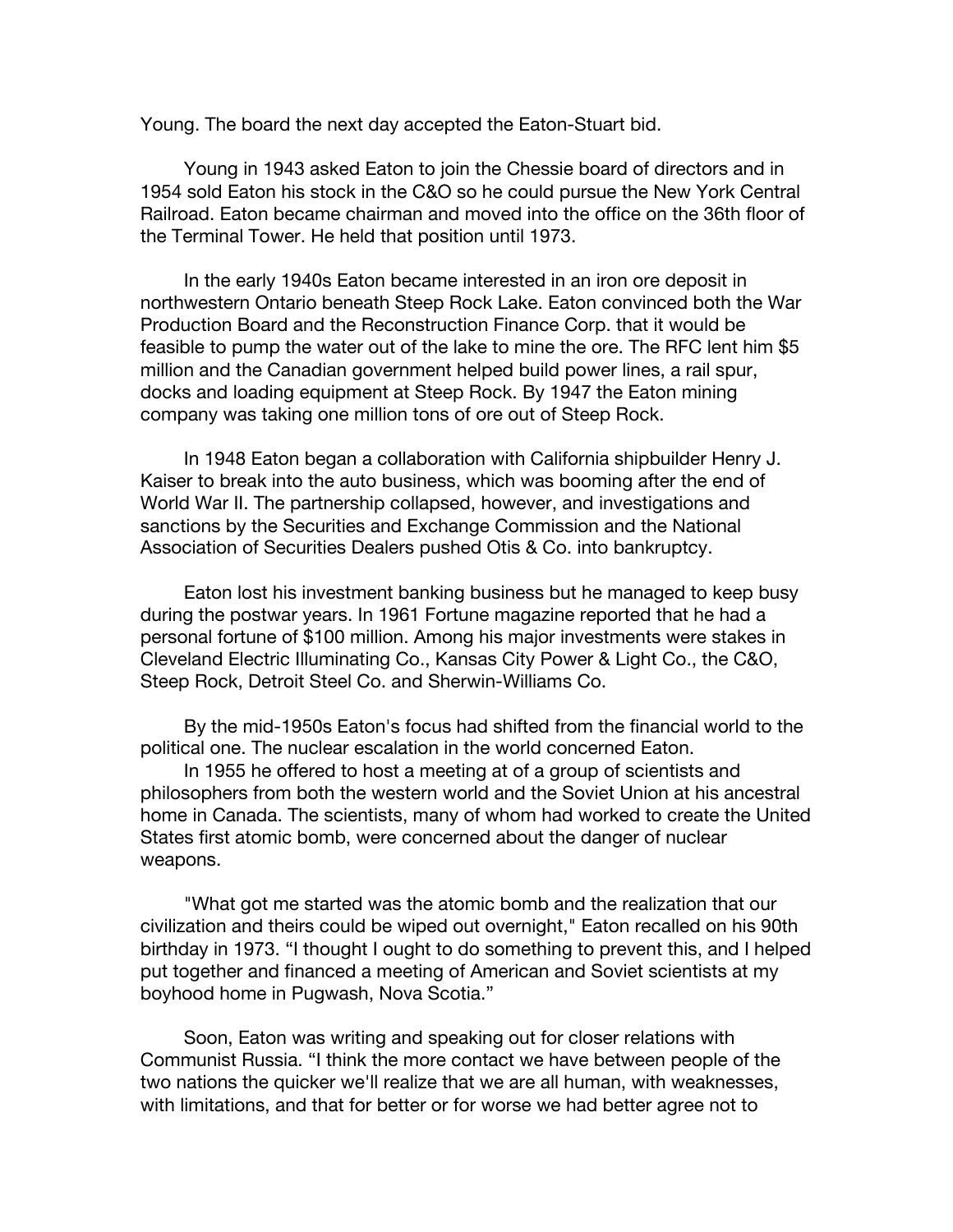Young. The board the next day accepted the Eaton-Stuart bid.

Young in 1943 asked Eaton to join the Chessie board of directors and in 1954 sold Eaton his stock in the C&O so he could pursue the New York Central Railroad. Eaton became chairman and moved into the office on the 36th floor of the Terminal Tower. He held that position until 1973.

In the early 1940s Eaton became interested in an iron ore deposit in northwestern Ontario beneath Steep Rock Lake. Eaton convinced both the War Production Board and the Reconstruction Finance Corp. that it would be feasible to pump the water out of the lake to mine the ore. The RFC lent him $5 million and the Canadian government helped build power lines, a rail spur, docks and loading equipment at Steep Rock. By 1947 the Eaton mining company was taking one million tons of ore out of Steep Rock.

In 1948 Eaton began a collaboration with California shipbuilder Henry J. Kaiser to break into the auto business, which was booming after the end of World War II. The partnership collapsed, however, and investigations and sanctions by the Securities and Exchange Commission and the National Association of Securities Dealers pushed Otis & Co. into bankruptcy.

Eaton lost his investment banking business but he managed to keep busy during the postwar years. In 1961 Fortune magazine reported that he had a personal fortune of $100 million. Among his major investments were stakes in Cleveland Electric Illuminating Co., Kansas City Power & Light Co., the C&O, Steep Rock, Detroit Steel Co. and Sherwin-Williams Co.

By the mid-1950s Eaton's focus had shifted from the financial world to the political one. The nuclear escalation in the world concerned Eaton.

In 1955 he offered to host a meeting at of a group of scientists and philosophers from both the western world and the Soviet Union at his ancestral home in Canada. The scientists, many of whom had worked to create the United States first atomic bomb, were concerned about the danger of nuclear weapons.

"What got me started was the atomic bomb and the realization that our civilization and theirs could be wiped out overnight," Eaton recalled on his 90th birthday in 1973. "I thought I ought to do something to prevent this, and I helped put together and financed a meeting of American and Soviet scientists at my boyhood home in Pugwash, Nova Scotia."

Soon, Eaton was writing and speaking out for closer relations with Communist Russia. "I think the more contact we have between people of the two nations the quicker we'll realize that we are all human, with weaknesses, with limitations, and that for better or for worse we had better agree not to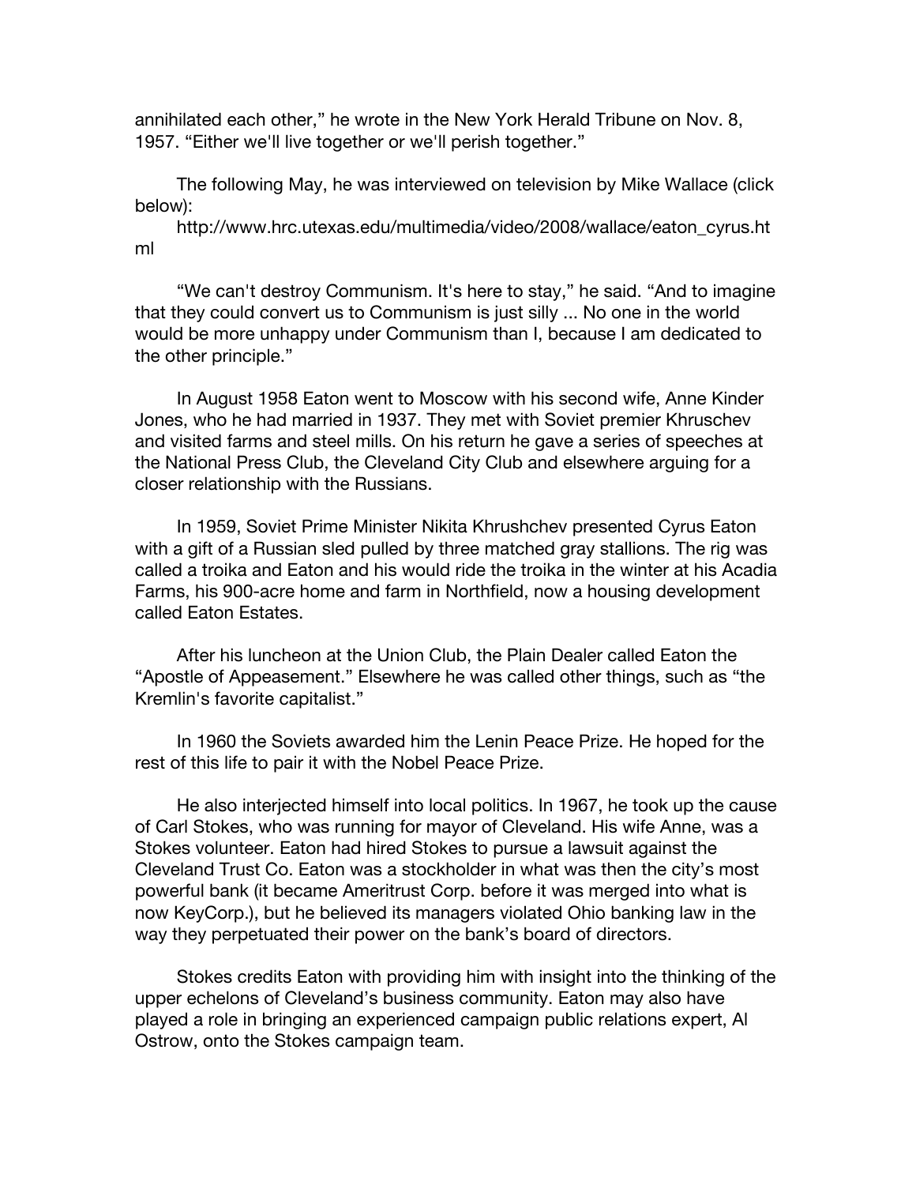annihilated each other," he wrote in the New York Herald Tribune on Nov. 8, 1957. "Either we'll live together or we'll perish together."

The following May, he was interviewed on television by Mike Wallace (click below):

http://www.hrc.utexas.edu/multimedia/video/2008/wallace/eaton_cyrus.html

"We can't destroy Communism. It's here to stay," he said. "And to imagine that they could convert us to Communism is just silly ... No one in the world would be more unhappy under Communism than I, because I am dedicated to the other principle."

In August 1958 Eaton went to Moscow with his second wife, Anne Kinder Jones, who he had married in 1937. They met with Soviet premier Khruschev and visited farms and steel mills. On his return he gave a series of speeches at the National Press Club, the Cleveland City Club and elsewhere arguing for a closer relationship with the Russians.

In 1959, Soviet Prime Minister Nikita Khrushchev presented Cyrus Eaton with a gift of a Russian sled pulled by three matched gray stallions. The rig was called a troika and Eaton and his would ride the troika in the winter at his Acadia Farms, his 900-acre home and farm in Northfield, now a housing development called Eaton Estates.

After his luncheon at the Union Club, the Plain Dealer called Eaton the "Apostle of Appeasement." Elsewhere he was called other things, such as "the Kremlin's favorite capitalist."

In 1960 the Soviets awarded him the Lenin Peace Prize. He hoped for the rest of this life to pair it with the Nobel Peace Prize.

He also interjected himself into local politics. In 1967, he took up the cause of Carl Stokes, who was running for mayor of Cleveland. His wife Anne, was a Stokes volunteer. Eaton had hired Stokes to pursue a lawsuit against the Cleveland Trust Co. Eaton was a stockholder in what was then the city's most powerful bank (it became Ameritrust Corp. before it was merged into what is now KeyCorp.), but he believed its managers violated Ohio banking law in the way they perpetuated their power on the bank's board of directors.

Stokes credits Eaton with providing him with insight into the thinking of the upper echelons of Cleveland's business community. Eaton may also have played a role in bringing an experienced campaign public relations expert, Al Ostrow, onto the Stokes campaign team.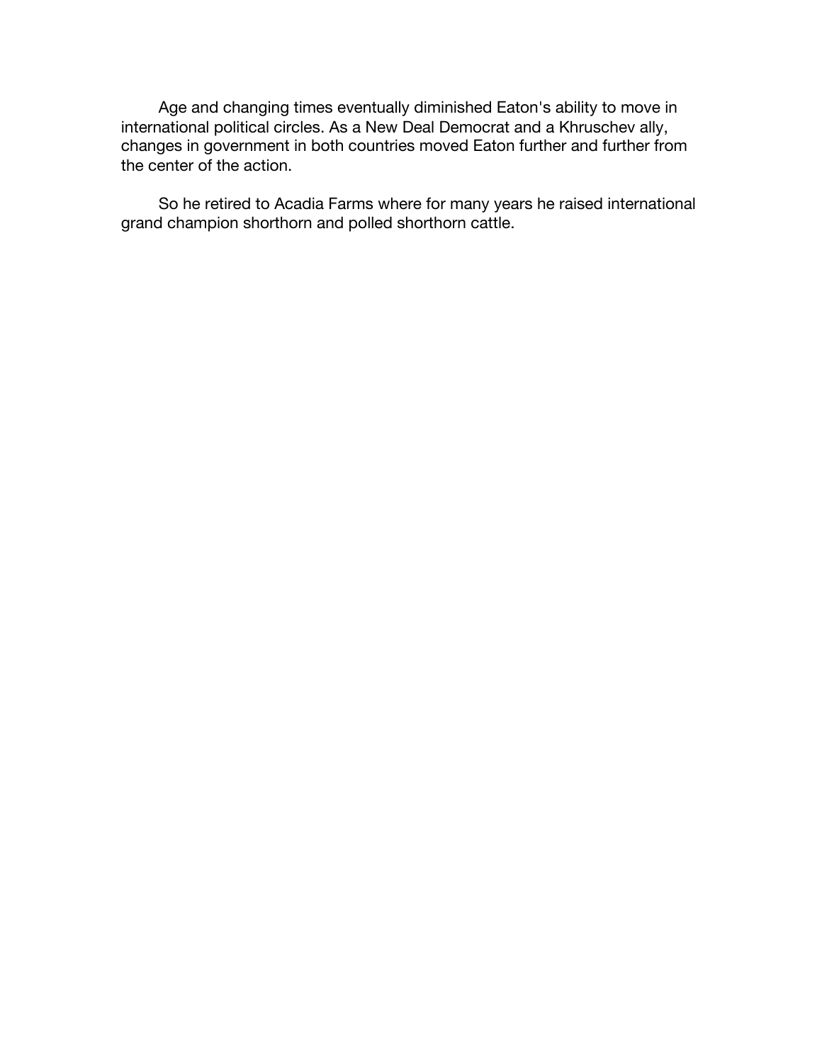Age and changing times eventually diminished Eaton's ability to move in international political circles. As a New Deal Democrat and a Khruschev ally, changes in government in both countries moved Eaton further and further from the center of the action.

So he retired to Acadia Farms where for many years he raised international grand champion shorthorn and polled shorthorn cattle.